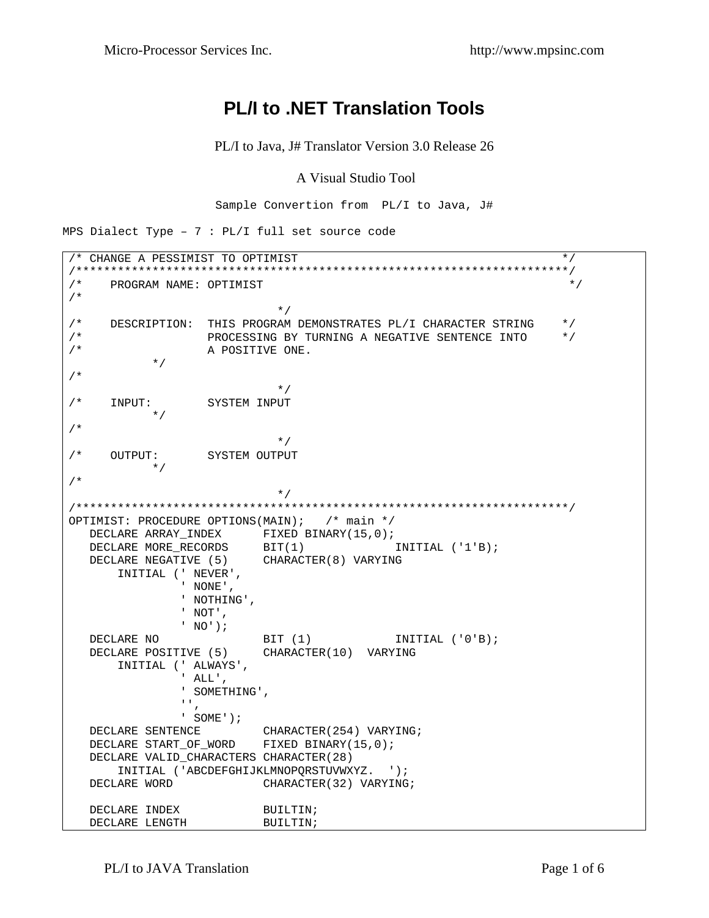# PL/I to .NET Translation Tools

PL/I to Java, J# Translator Version 3.0 Release 26

A Visual Studio Tool

Sample Convertion from PL/I to Java, J#

MPS Dialect Type – 7 : PL/I full set source code

```
/* CHANGE A PESSIMIST TO OPTIMIST                                         */
/************************************************************************/
/*    PROGRAM NAME: OPTIMIST                                               */
/*
                              */
/*    DESCRIPTION:  THIS PROGRAM DEMONSTRATES PL/I CHARACTER STRING    */
/*                  PROCESSING BY TURNING A NEGATIVE SENTENCE INTO     */
/*                  A POSITIVE ONE.
          */
/*
                              */
/*    INPUT:        SYSTEM INPUT
          */
/*
                              */
/*    OUTPUT:       SYSTEM OUTPUT
          */
/*
                              */
/************************************************************************/
OPTIMIST: PROCEDURE OPTIONS(MAIN);   /* main */
   DECLARE ARRAY_INDEX      FIXED BINARY(15,0);
   DECLARE MORE_RECORDS     BIT(1)           INITIAL ('1'B);
   DECLARE NEGATIVE (5)     CHARACTER(8) VARYING
       INITIAL (' NEVER',
                ' NONE',
                ' NOTHING',
                ' NOT',
                ' NO');
   DECLARE NO               BIT (1)          INITIAL ('0'B);
   DECLARE POSITIVE (5)     CHARACTER(10)  VARYING
       INITIAL (' ALWAYS',
                ' ALL',
                ' SOMETHING',
                '',
                ' SOME');
   DECLARE SENTENCE         CHARACTER(254) VARYING;
   DECLARE START_OF_WORD    FIXED BINARY(15,0);
   DECLARE VALID_CHARACTERS CHARACTER(28)
       INITIAL ('ABCDEFGHIJKLMNOPQRSTUVWXYZ.  ');
   DECLARE WORD             CHARACTER(32) VARYING;

   DECLARE INDEX            BUILTIN;
   DECLARE LENGTH           BUILTIN;
```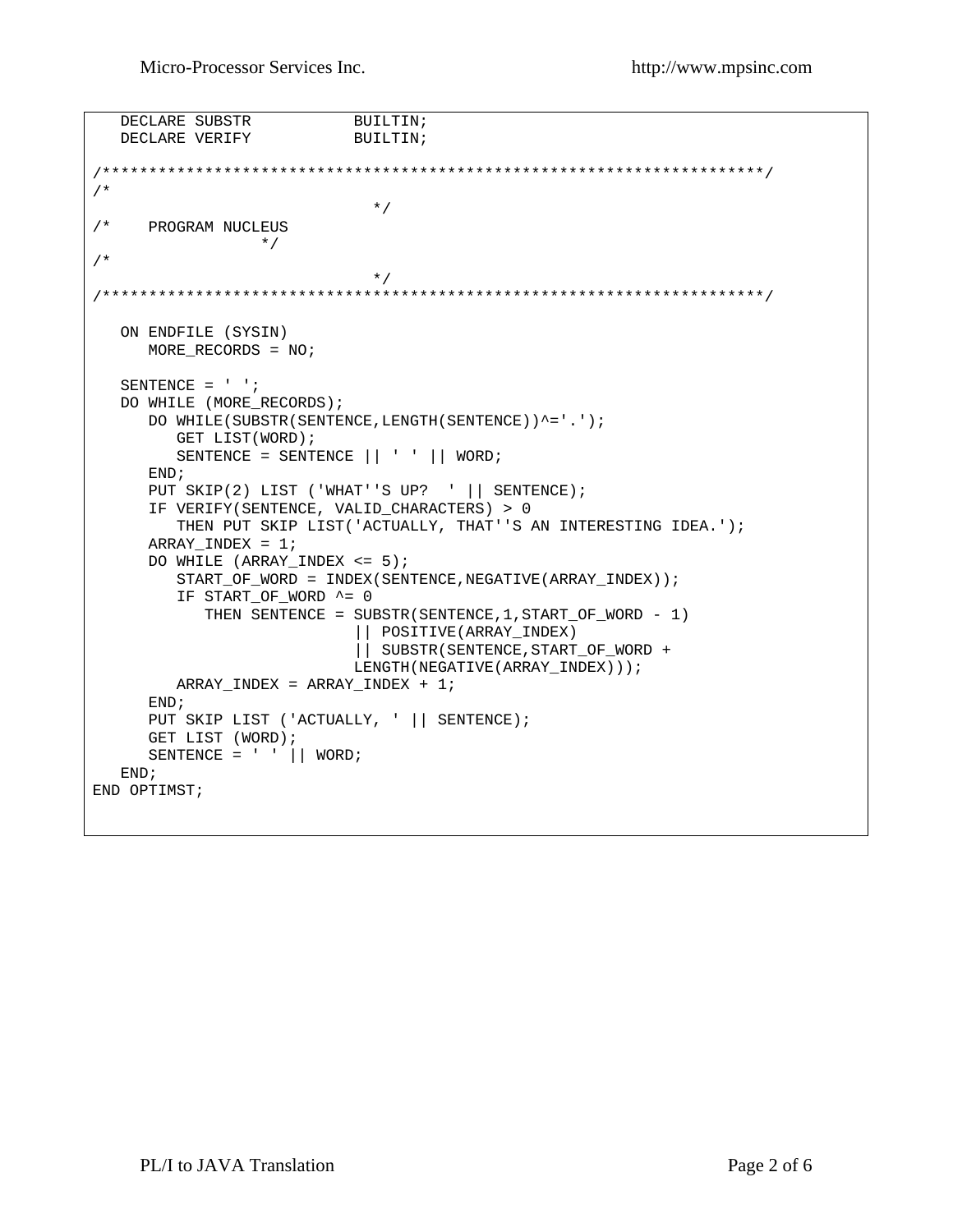```
   DECLARE SUBSTR            BUILTIN;
   DECLARE VERIFY            BUILTIN;

/*********************************************************************/
/*
                              */
/*    PROGRAM NUCLEUS
                  */
/*
                              */
/*********************************************************************/

   ON ENDFILE (SYSIN)
      MORE_RECORDS = NO;

   SENTENCE = ' ';
   DO WHILE (MORE_RECORDS);
      DO WHILE(SUBSTR(SENTENCE,LENGTH(SENTENCE))^='.');
         GET LIST(WORD);
         SENTENCE = SENTENCE || ' ' || WORD;
      END;
      PUT SKIP(2) LIST ('WHAT''S UP?  ' || SENTENCE);
      IF VERIFY(SENTENCE, VALID_CHARACTERS) > 0
         THEN PUT SKIP LIST('ACTUALLY, THAT''S AN INTERESTING IDEA.');
      ARRAY_INDEX = 1;
      DO WHILE (ARRAY_INDEX <= 5);
         START_OF_WORD = INDEX(SENTENCE,NEGATIVE(ARRAY_INDEX));
         IF START_OF_WORD ^= 0
            THEN SENTENCE = SUBSTR(SENTENCE,1,START_OF_WORD - 1)
                          || POSITIVE(ARRAY_INDEX)
                          || SUBSTR(SENTENCE,START_OF_WORD +
                          LENGTH(NEGATIVE(ARRAY_INDEX)));
         ARRAY_INDEX = ARRAY_INDEX + 1;
      END;
      PUT SKIP LIST ('ACTUALLY, ' || SENTENCE);
      GET LIST (WORD);
      SENTENCE = ' ' || WORD;
   END;
END OPTIMST;
```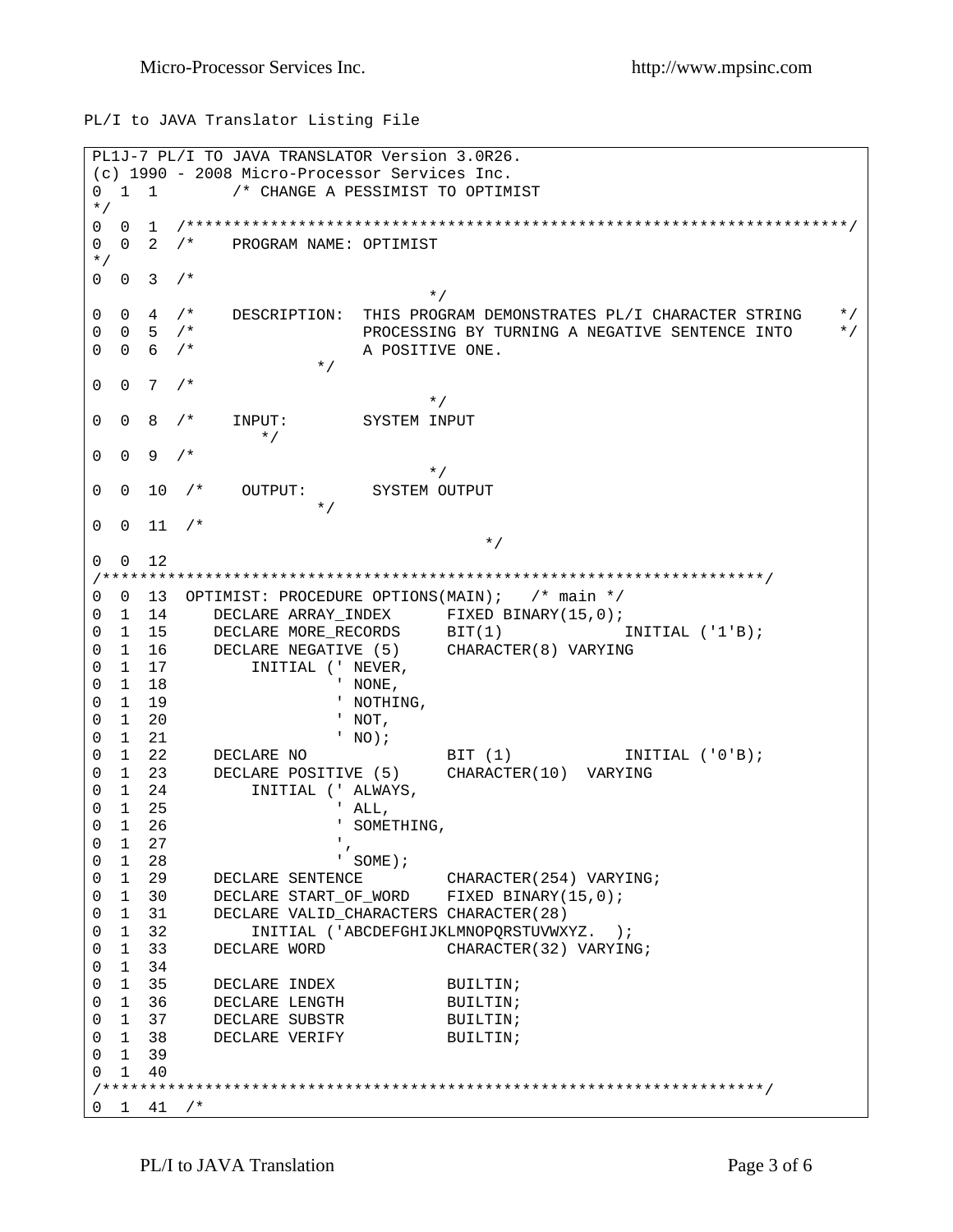PL/I to JAVA Translator Listing File

```
PL1J-7 PL/I TO JAVA TRANSLATOR Version 3.0R26.
(c) 1990 - 2008 Micro-Processor Services Inc.
0  1  1        /* CHANGE A PESSIMIST TO OPTIMIST
*/
0  0  1  /***********************************************************************/
0  0  2  /*    PROGRAM NAME: OPTIMIST
*/
0  0  3  /*
                                   */
0  0  4  /*    DESCRIPTION:  THIS PROGRAM DEMONSTRATES PL/I CHARACTER STRING    */
0  0  5  /*                  PROCESSING BY TURNING A NEGATIVE SENTENCE INTO     */
0  0  6  /*                  A POSITIVE ONE.
                       */
0  0  7  /*
                                   */
0  0  8  /*    INPUT:        SYSTEM INPUT
                 */
0  0  9  /*
                                   */
0  0  10  /*    OUTPUT:       SYSTEM OUTPUT
                       */
0  0  11  /*
                                         */
0  0  12
/***********************************************************************/
0  0  13  OPTIMIST: PROCEDURE OPTIONS(MAIN);   /* main */
0  1  14     DECLARE ARRAY_INDEX      FIXED BINARY(15,0);
0  1  15     DECLARE MORE_RECORDS     BIT(1)           INITIAL ('1'B);
0  1  16     DECLARE NEGATIVE (5)     CHARACTER(8) VARYING
0  1  17         INITIAL (' NEVER,
0  1  18                  ' NONE,
0  1  19                  ' NOTHING,
0  1  20                  ' NOT,
0  1  21                  ' NO);
0  1  22     DECLARE NO               BIT (1)          INITIAL ('0'B);
0  1  23     DECLARE POSITIVE (5)     CHARACTER(10)  VARYING
0  1  24         INITIAL (' ALWAYS,
0  1  25                  ' ALL,
0  1  26                  ' SOMETHING,
0  1  27                  ',
0  1  28                  ' SOME);
0  1  29     DECLARE SENTENCE         CHARACTER(254) VARYING;
0  1  30     DECLARE START_OF_WORD    FIXED BINARY(15,0);
0  1  31     DECLARE VALID_CHARACTERS CHARACTER(28)
0  1  32         INITIAL ('ABCDEFGHIJKLMNOPQRSTUVWXYZ.  );
0  1  33     DECLARE WORD             CHARACTER(32) VARYING;
0  1  34
0  1  35     DECLARE INDEX            BUILTIN;
0  1  36     DECLARE LENGTH           BUILTIN;
0  1  37     DECLARE SUBSTR           BUILTIN;
0  1  38     DECLARE VERIFY           BUILTIN;
0  1  39
0  1  40
/***********************************************************************/
0  1  41  /*
```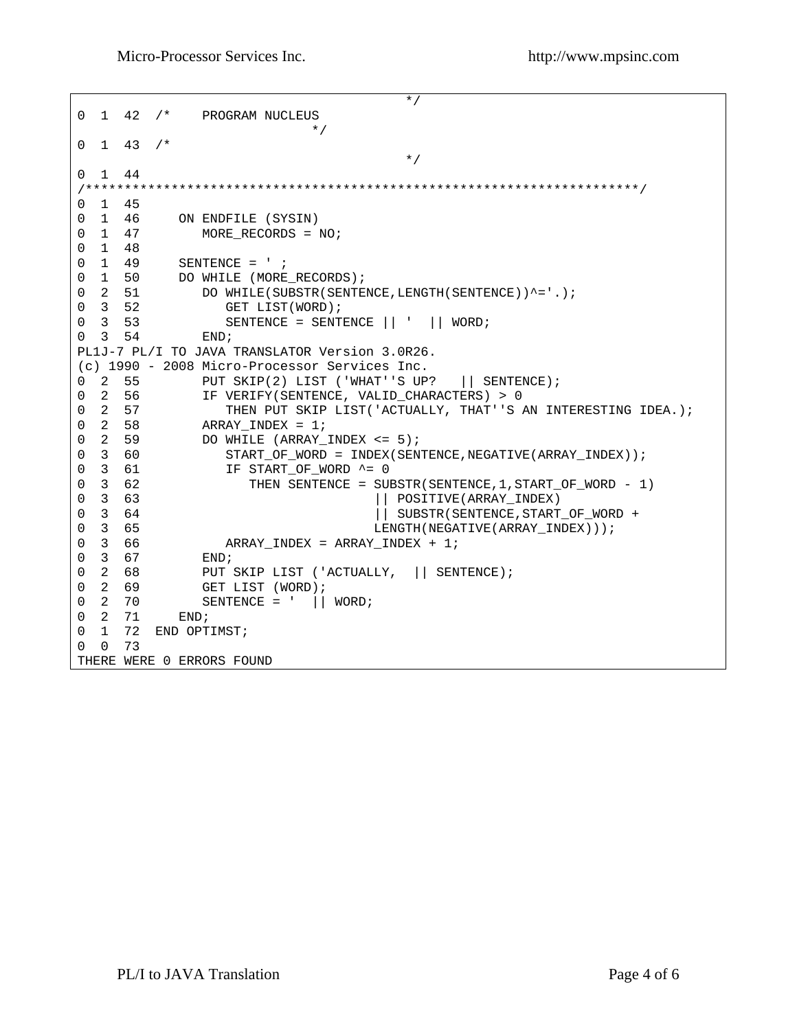```
                                              */
0  1  42  /*    PROGRAM NUCLEUS
                            */
0  1  43  /*
                                              */
0  1  44
/********************************************************************/
0  1  45
0  1  46     ON ENDFILE (SYSIN)
0  1  47        MORE_RECORDS = NO;
0  1  48
0  1  49     SENTENCE = ' ;
0  1  50     DO WHILE (MORE_RECORDS);
0  2  51        DO WHILE(SUBSTR(SENTENCE,LENGTH(SENTENCE))^='.);
0  3  52           GET LIST(WORD);
0  3  53           SENTENCE = SENTENCE || '  || WORD;
0  3  54        END;
PL1J-7 PL/I TO JAVA TRANSLATOR Version 3.0R26.
(c) 1990 - 2008 Micro-Processor Services Inc.
0  2  55        PUT SKIP(2) LIST ('WHAT''S UP?   || SENTENCE);
0  2  56        IF VERIFY(SENTENCE, VALID_CHARACTERS) > 0
0  2  57           THEN PUT SKIP LIST('ACTUALLY, THAT''S AN INTERESTING IDEA.);
0  2  58        ARRAY_INDEX = 1;
0  2  59        DO WHILE (ARRAY_INDEX <= 5);
0  3  60           START_OF_WORD = INDEX(SENTENCE,NEGATIVE(ARRAY_INDEX));
0  3  61           IF START_OF_WORD ^= 0
0  3  62              THEN SENTENCE = SUBSTR(SENTENCE,1,START_OF_WORD - 1)
0  3  63                             || POSITIVE(ARRAY_INDEX)
0  3  64                             || SUBSTR(SENTENCE,START_OF_WORD +
0  3  65                             LENGTH(NEGATIVE(ARRAY_INDEX)));
0  3  66           ARRAY_INDEX = ARRAY_INDEX + 1;
0  3  67        END;
0  2  68        PUT SKIP LIST ('ACTUALLY,  || SENTENCE);
0  2  69        GET LIST (WORD);
0  2  70        SENTENCE = '  || WORD;
0  2  71     END;
0  1  72  END OPTIMST;
0  0  73
THERE WERE 0 ERRORS FOUND
```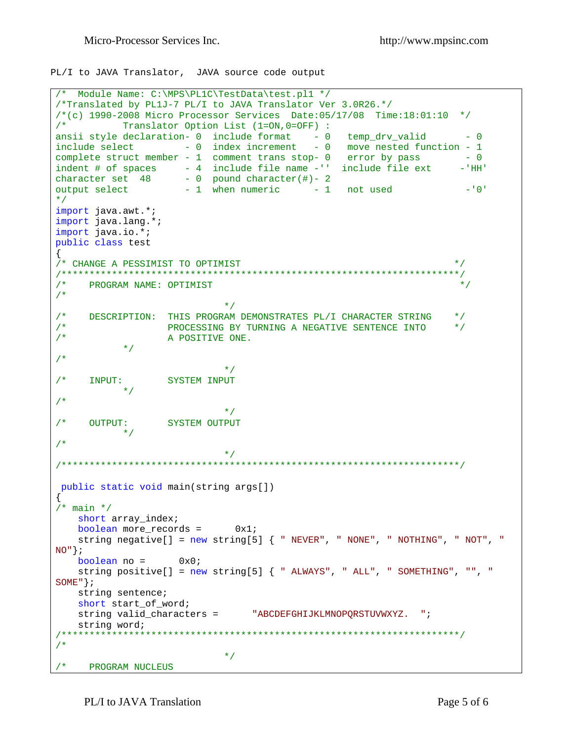PL/I to JAVA Translator,  JAVA source code output

```
/*  Module Name: C:\MPS\PL1C\TestData\test.pl1 */
/*Translated by PL1J-7 PL/I to JAVA Translator Ver 3.0R26.*/
/*(c) 1990-2008 Micro Processor Services  Date:05/17/08  Time:18:01:10  */
/*          Translator Option List (1=ON,0=OFF) :
ansii style declaration- 0  include format    - 0   temp_drv_valid       - 0
include select         - 0  index increment   - 0   move nested function - 1
complete struct member - 1  comment trans stop- 0   error by pass        - 0
indent # of spaces     - 4  include file name -''  include file ext     -'HH'
character set  48      - 0  pound character(#)- 2
output select          - 1  when numeric      - 1   not used             -'0'
*/
import java.awt.*;
import java.lang.*;
import java.io.*;
public class test
{
/* CHANGE A PESSIMIST TO OPTIMIST                                      */
/*********************************************************************/
/*    PROGRAM NAME: OPTIMIST                                            */
/*
                               */
/*    DESCRIPTION:  THIS PROGRAM DEMONSTRATES PL/I CHARACTER STRING    */
/*                  PROCESSING BY TURNING A NEGATIVE SENTENCE INTO     */
/*                  A POSITIVE ONE.
            */
/*
                               */
/*    INPUT:        SYSTEM INPUT
            */
/*
                               */
/*    OUTPUT:       SYSTEM OUTPUT
            */
/*
                               */
/*********************************************************************/

 public static void main(string args[])
{
/* main */
    short array_index;
    boolean more_records =      0x1;
    string negative[] = new string[5] { " NEVER", " NONE", " NOTHING", " NOT", "
NO"};
    boolean no =      0x0;
    string positive[] = new string[5] { " ALWAYS", " ALL", " SOMETHING", "", "
SOME"};
    string sentence;
    short start_of_word;
    string valid_characters =      "ABCDEFGHIJKLMNOPQRSTUVWXYZ.  ";
    string word;
/*********************************************************************/
/*
                               */
/*    PROGRAM NUCLEUS
```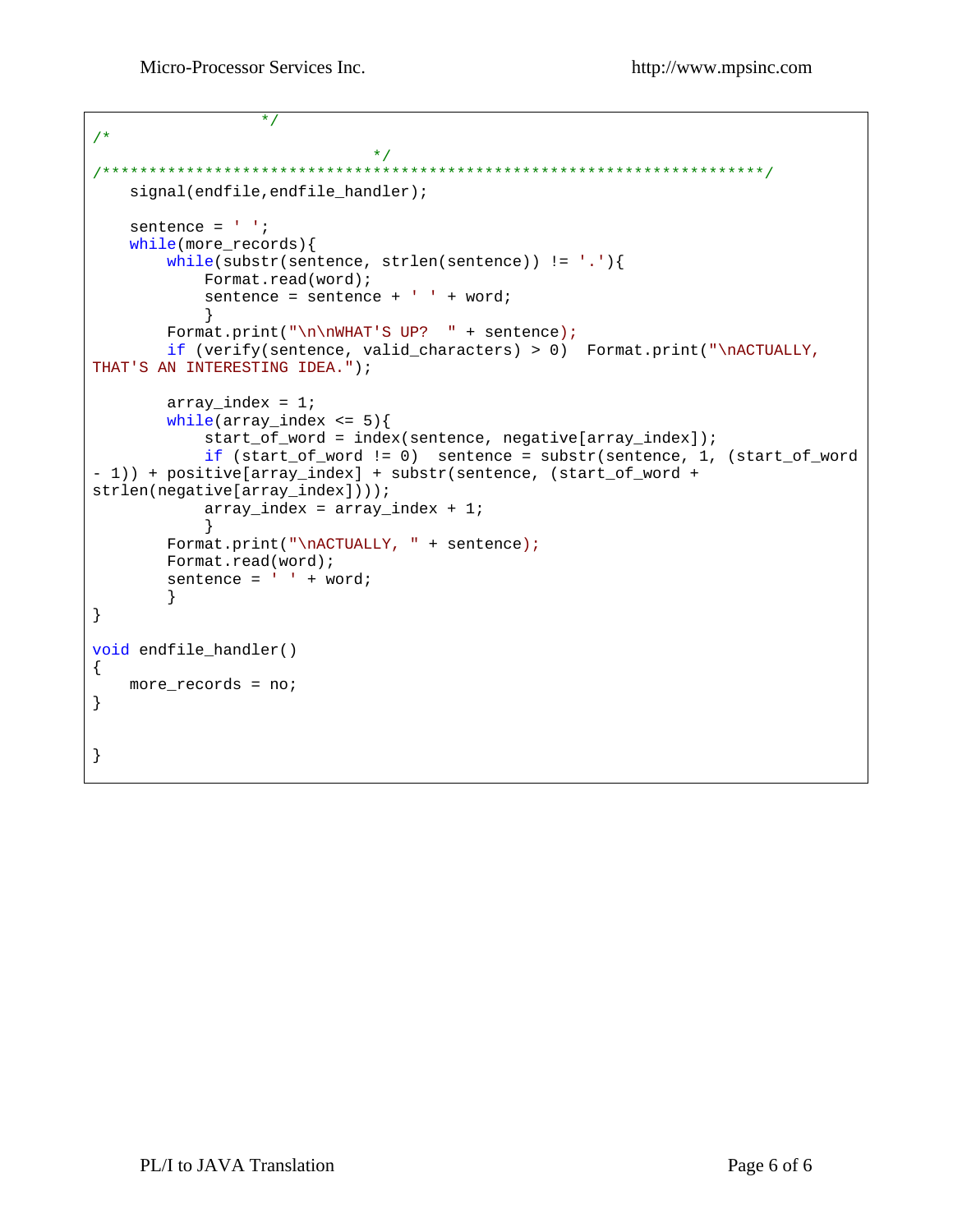```
                    */
/*
                                */
/*********************************************************************/
    signal(endfile,endfile_handler);

    sentence = ' ';
    while(more_records){
        while(substr(sentence, strlen(sentence)) != '.'){
            Format.read(word);
            sentence = sentence + ' ' + word;
            }
        Format.print("\n\nWHAT'S UP?  " + sentence);
        if (verify(sentence, valid_characters) > 0)  Format.print("\nACTUALLY,
THAT'S AN INTERESTING IDEA.");

        array_index = 1;
        while(array_index <= 5){
            start_of_word = index(sentence, negative[array_index]);
            if (start_of_word != 0)  sentence = substr(sentence, 1, (start_of_word
- 1)) + positive[array_index] + substr(sentence, (start_of_word +
strlen(negative[array_index])));
            array_index = array_index + 1;
            }
        Format.print("\nACTUALLY, " + sentence);
        Format.read(word);
        sentence = ' ' + word;
        }
}

void endfile_handler()
{
    more_records = no;
}


}
```